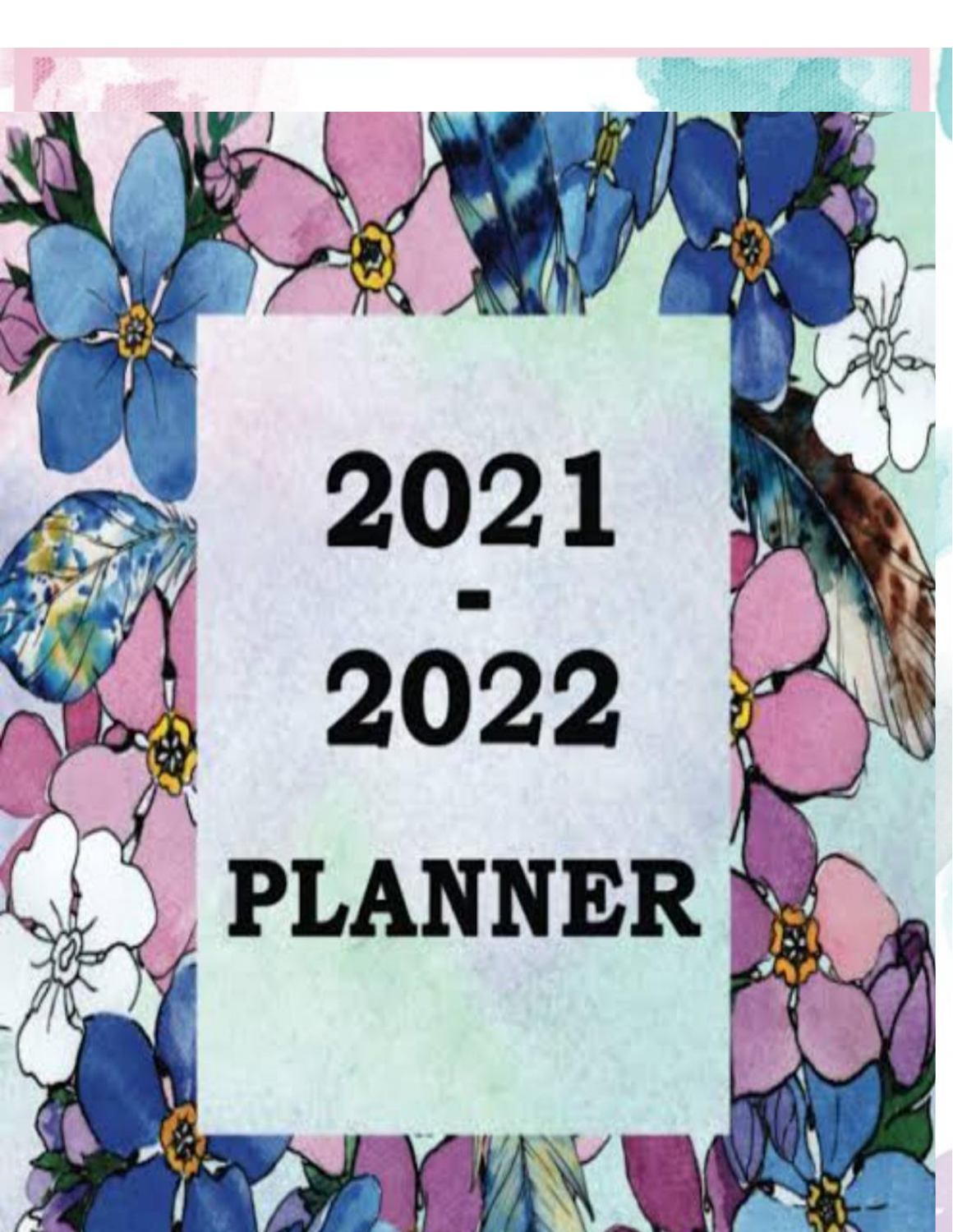# 2021 - 2022 PLANNER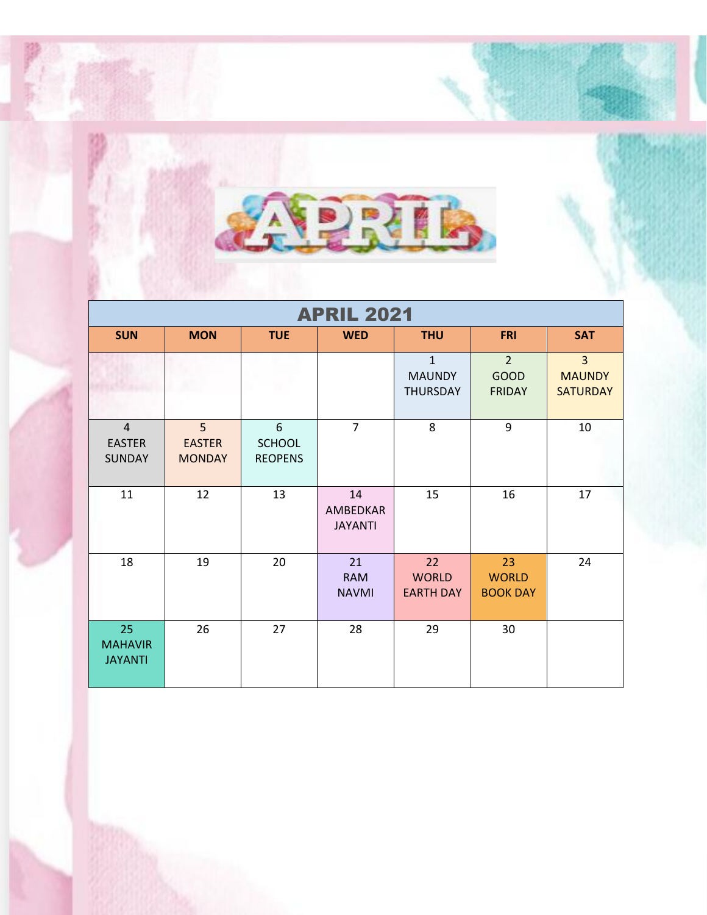# APRIL

| APRIL 2021 | | | | | | |
|---|---|---|---|---|---|---|
| **SUN** | **MON** | **TUE** | **WED** | **THU** | **FRI** | **SAT** |
| | | | | 1 MAUNDY THURSDAY | 2 GOOD FRIDAY | 3 MAUNDY SATURDAY |
| 4 EASTER SUNDAY | 5 EASTER MONDAY | 6 SCHOOL REOPENS | 7 | 8 | 9 | 10 |
| 11 | 12 | 13 | 14 AMBEDKAR JAYANTI | 15 | 16 | 17 |
| 18 | 19 | 20 | 21 RAM NAVMI | 22 WORLD EARTH DAY | 23 WORLD BOOK DAY | 24 |
| 25 MAHAVIR JAYANTI | 26 | 27 | 28 | 29 | 30 | |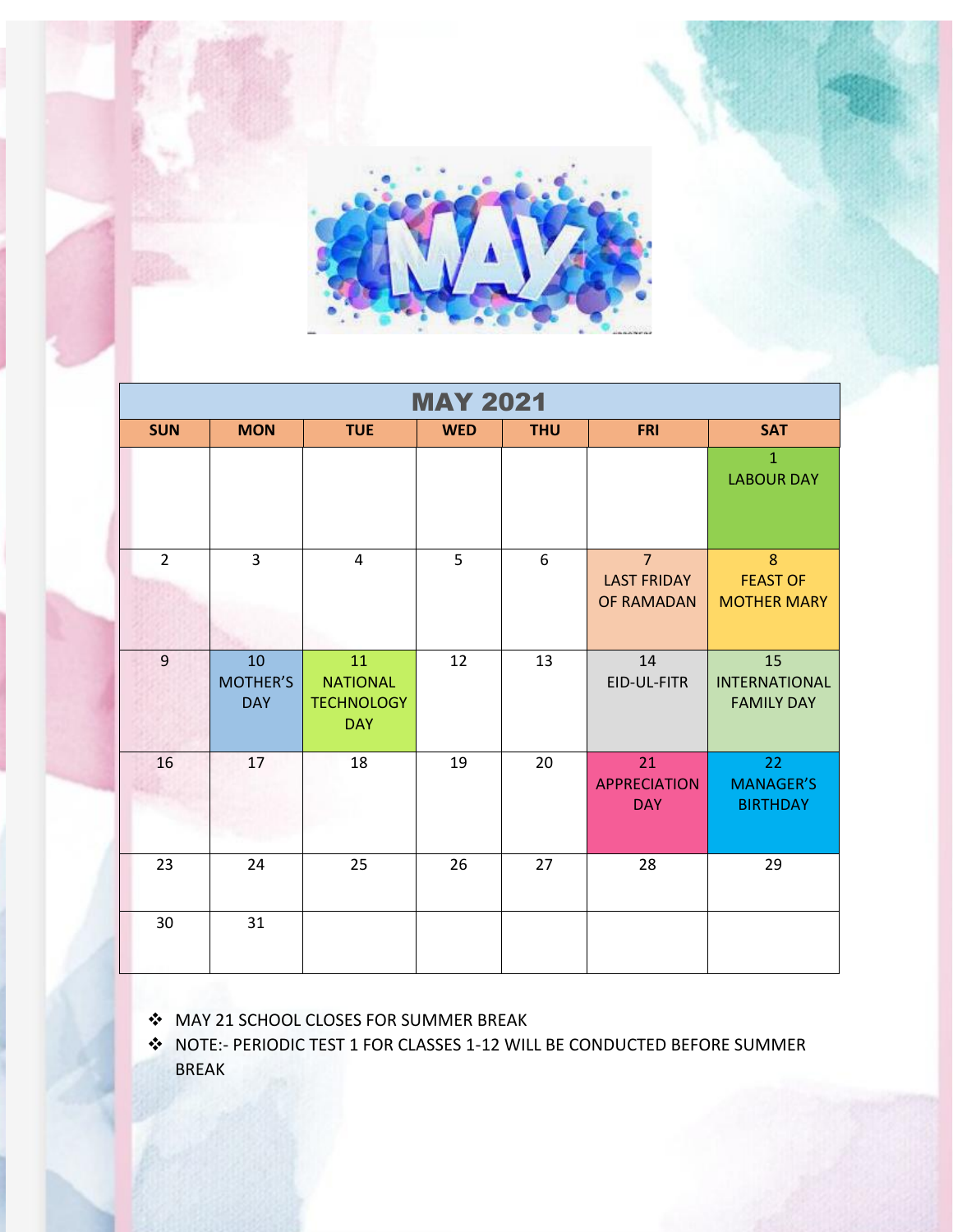| MAY 2021 | | | | | | |
|---|---|---|---|---|---|---|
| **SUN** | **MON** | **TUE** | **WED** | **THU** | **FRI** | **SAT** |
| | | | | | | 1 LABOUR DAY |
| 2 | 3 | 4 | 5 | 6 | 7 LAST FRIDAY OF RAMADAN | 8 FEAST OF MOTHER MARY |
| 9 | 10 MOTHER'S DAY | 11 NATIONAL TECHNOLOGY DAY | 12 | 13 | 14 EID-UL-FITR | 15 INTERNATIONAL FAMILY DAY |
| 16 | 17 | 18 | 19 | 20 | 21 APPRECIATION DAY | 22 MANAGER'S BIRTHDAY |
| 23 | 24 | 25 | 26 | 27 | 28 | 29 |
| 30 | 31 | | | | | |

- MAY 21 SCHOOL CLOSES FOR SUMMER BREAK
- NOTE:- PERIODIC TEST 1 FOR CLASSES 1-12 WILL BE CONDUCTED BEFORE SUMMER BREAK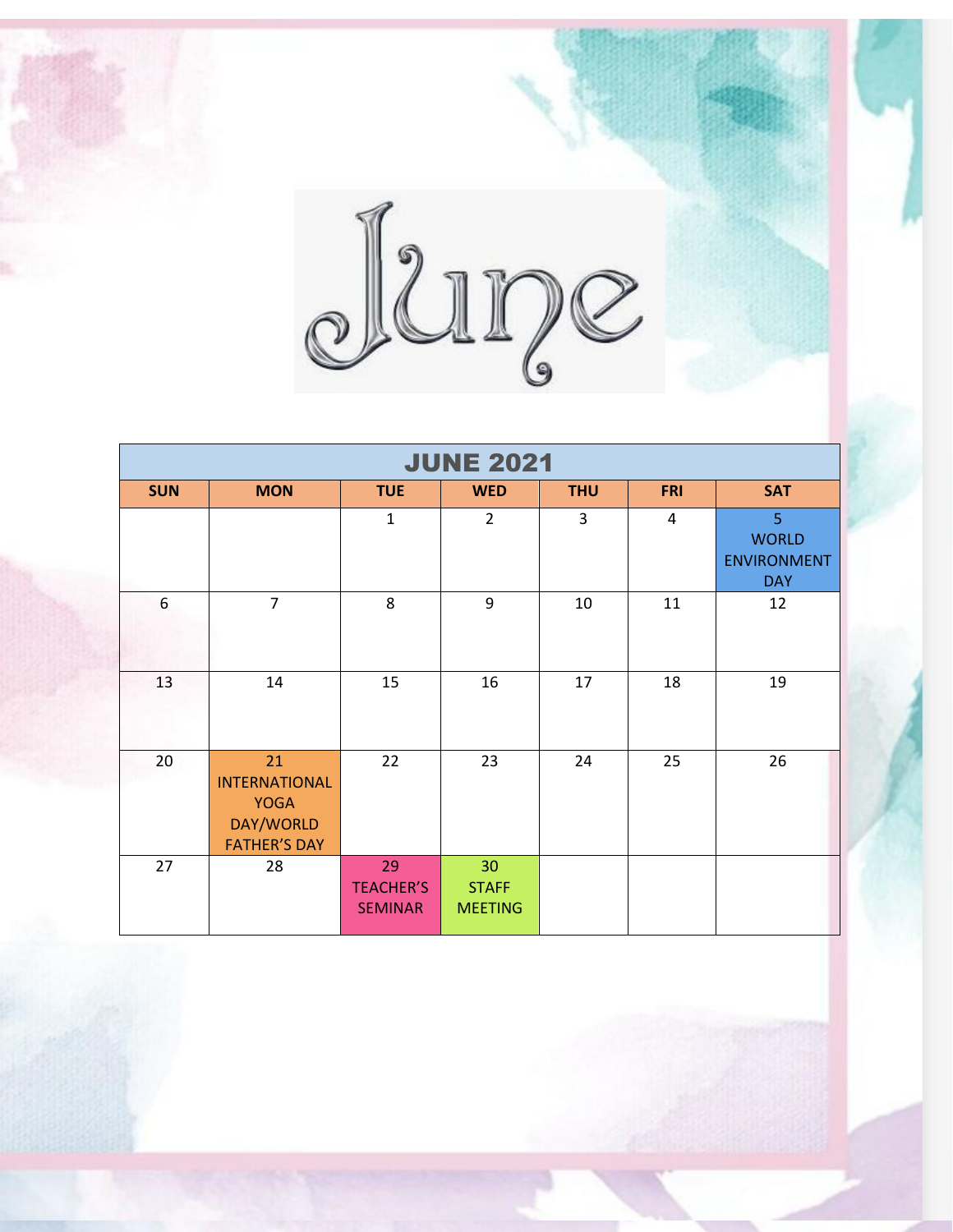# June

| JUNE 2021 | | | | | | |
|---|---|---|---|---|---|---|
| SUN | MON | TUE | WED | THU | FRI | SAT |
| | | 1 | 2 | 3 | 4 | 5 WORLD ENVIRONMENT DAY |
| 6 | 7 | 8 | 9 | 10 | 11 | 12 |
| 13 | 14 | 15 | 16 | 17 | 18 | 19 |
| 20 | 21 INTERNATIONAL YOGA DAY/WORLD FATHER'S DAY | 22 | 23 | 24 | 25 | 26 |
| 27 | 28 | 29 TEACHER'S SEMINAR | 30 STAFF MEETING | | | |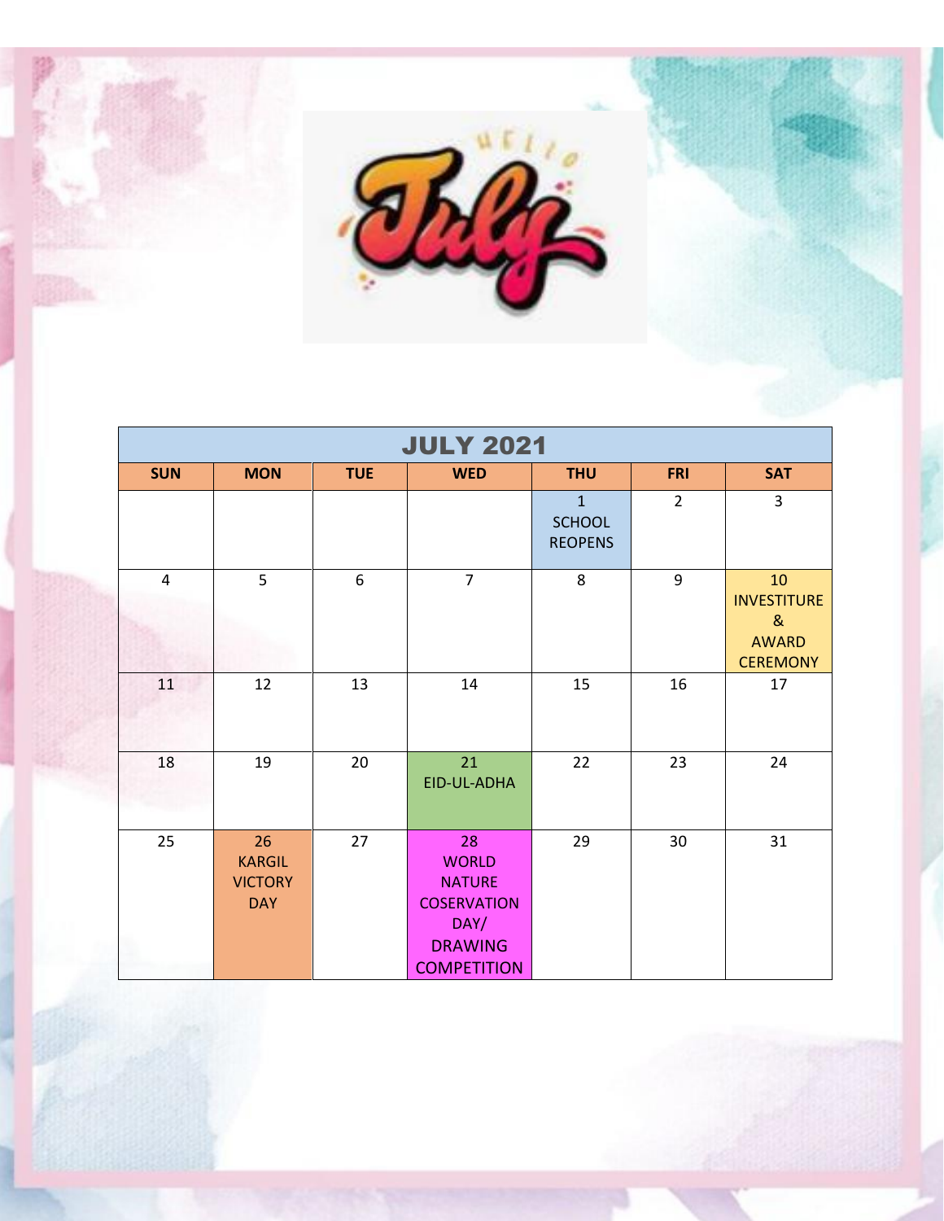| JULY 2021 | | | | | | |
|---|---|---|---|---|---|---|
| SUN | MON | TUE | WED | THU | FRI | SAT |
| | | | | 1 SCHOOL REOPENS | 2 | 3 |
| 4 | 5 | 6 | 7 | 8 | 9 | 10 INVESTITURE & AWARD CEREMONY |
| 11 | 12 | 13 | 14 | 15 | 16 | 17 |
| 18 | 19 | 20 | 21 EID-UL-ADHA | 22 | 23 | 24 |
| 25 | 26 KARGIL VICTORY DAY | 27 | 28 WORLD NATURE COSERVATION DAY/ DRAWING COMPETITION | 29 | 30 | 31 |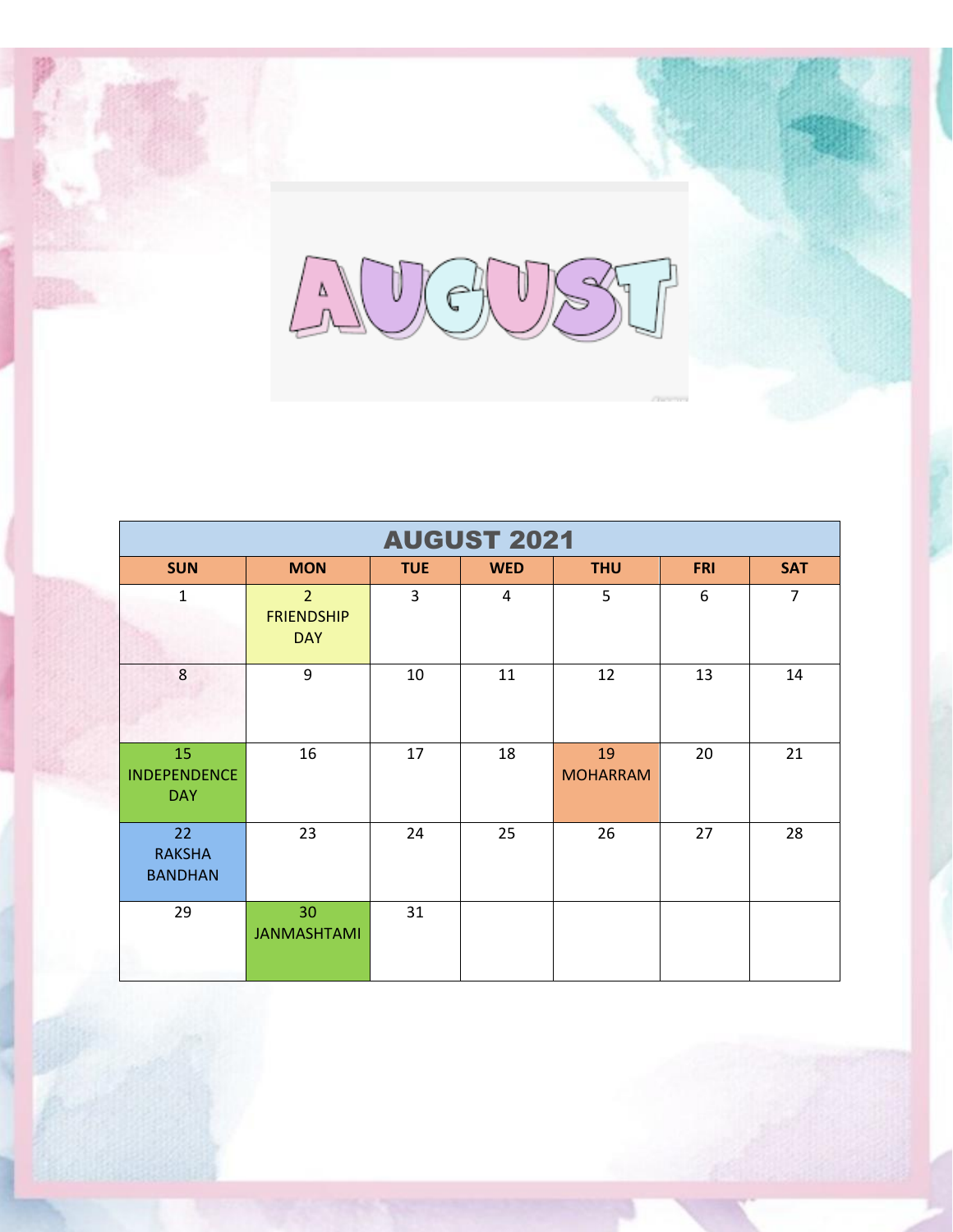# AUGUST

| AUGUST 2021 | | | | | | |
|---|---|---|---|---|---|---|
| **SUN** | **MON** | **TUE** | **WED** | **THU** | **FRI** | **SAT** |
| 1 | 2 FRIENDSHIP DAY | 3 | 4 | 5 | 6 | 7 |
| 8 | 9 | 10 | 11 | 12 | 13 | 14 |
| 15 INDEPENDENCE DAY | 16 | 17 | 18 | 19 MOHARRAM | 20 | 21 |
| 22 RAKSHA BANDHAN | 23 | 24 | 25 | 26 | 27 | 28 |
| 29 | 30 JANMASHTAMI | 31 | | | | |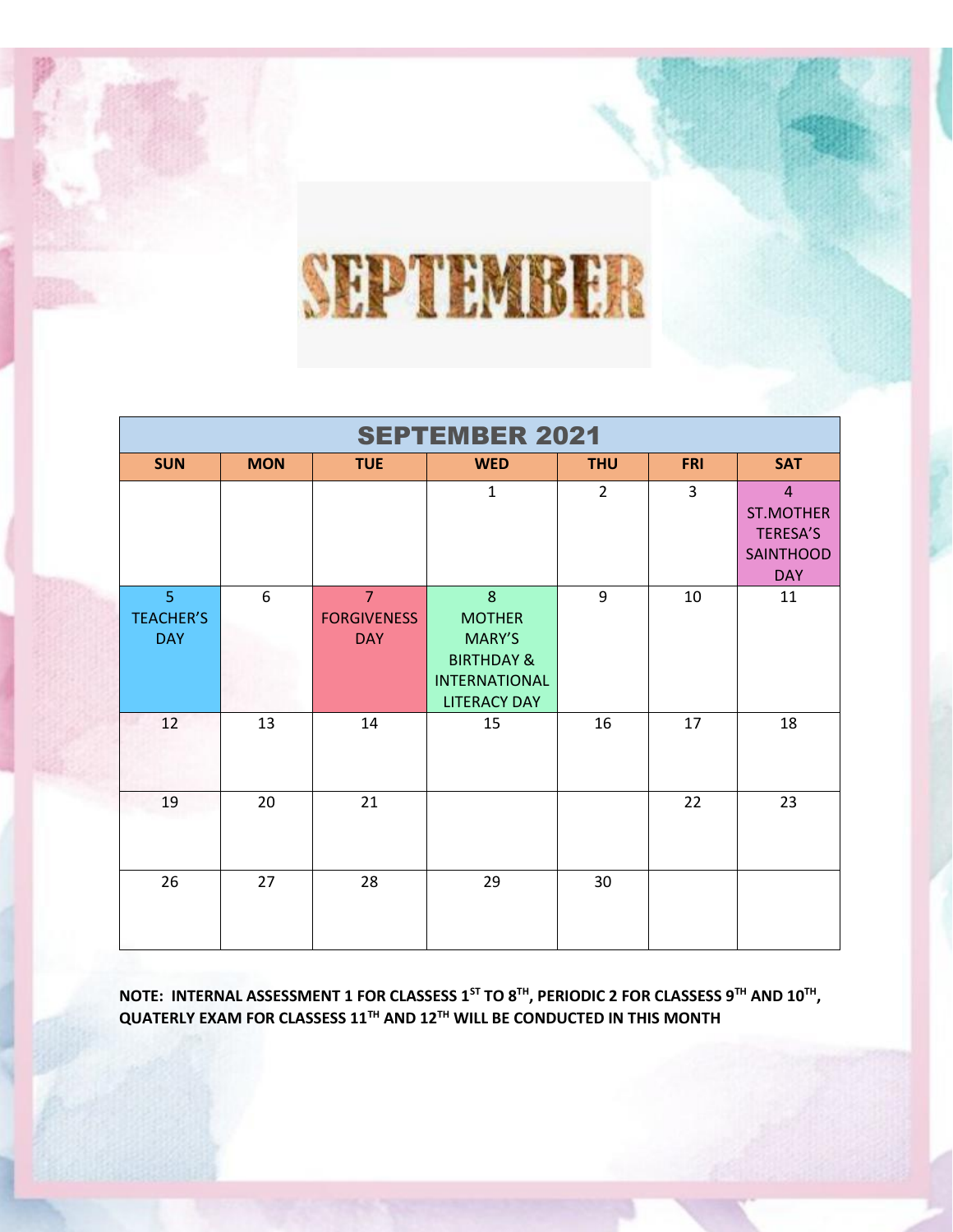# SEPTEMBER

| SEPTEMBER 2021 | | | | | | |
|---|---|---|---|---|---|---|
| **SUN** | **MON** | **TUE** | **WED** | **THU** | **FRI** | **SAT** |
| | | | 1 | 2 | 3 | 4 ST.MOTHER TERESA'S SAINTHOOD DAY |
| 5 TEACHER'S DAY | 6 | 7 FORGIVENESS DAY | 8 MOTHER MARY'S BIRTHDAY & INTERNATIONAL LITERACY DAY | 9 | 10 | 11 |
| 12 | 13 | 14 | 15 | 16 | 17 | 18 |
| 19 | 20 | 21 | | | 22 | 23 |
| 26 | 27 | 28 | 29 | 30 | | |

**NOTE: INTERNAL ASSESSMENT 1 FOR CLASSESS 1ST TO 8TH, PERIODIC 2 FOR CLASSESS 9TH AND 10TH, QUATERLY EXAM FOR CLASSESS 11TH AND 12TH WILL BE CONDUCTED IN THIS MONTH**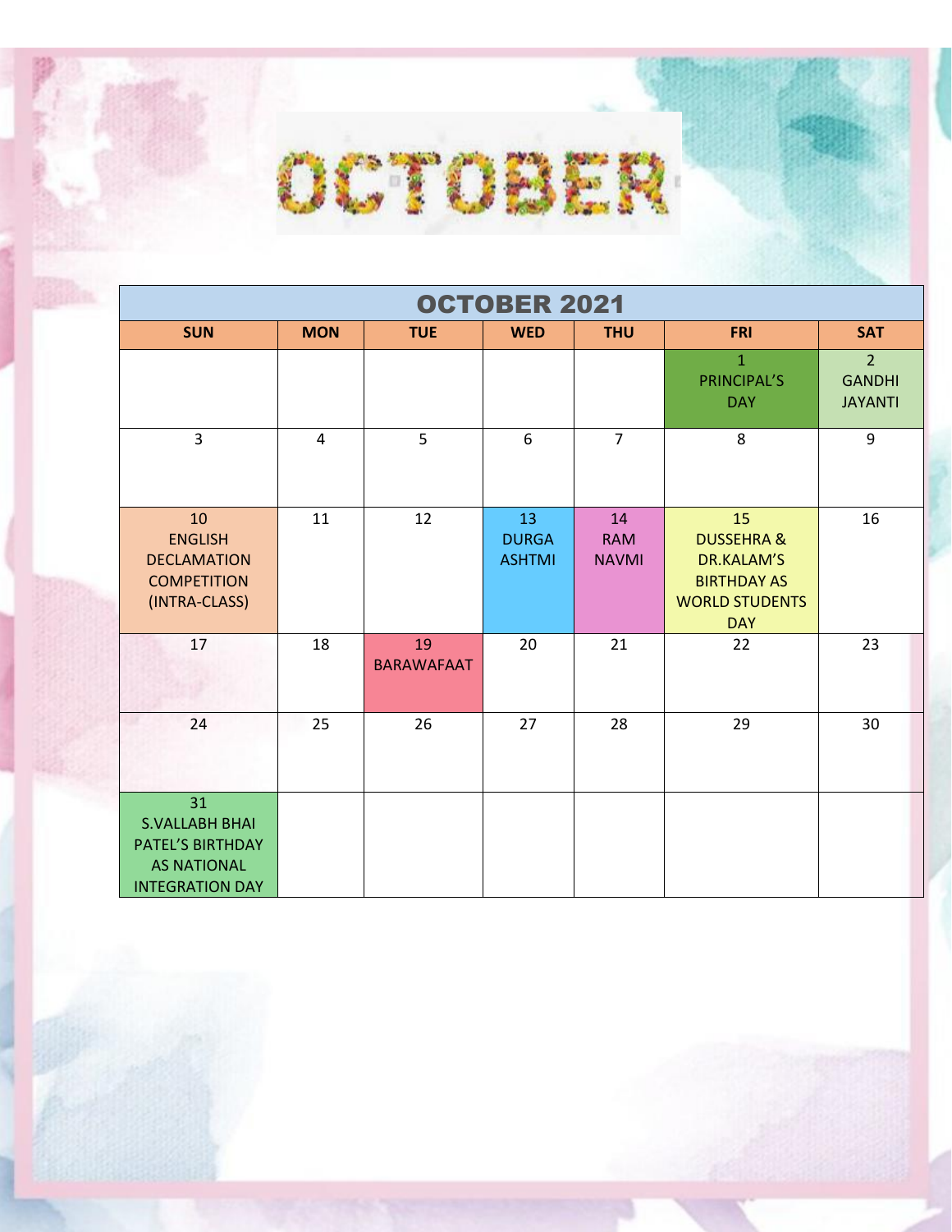# OCTOBER

| OCTOBER 2021 | | | | | | |
|---|---|---|---|---|---|---|
| **SUN** | **MON** | **TUE** | **WED** | **THU** | **FRI** | **SAT** |
| | | | | | 1 PRINCIPAL'S DAY | 2 GANDHI JAYANTI |
| 3 | 4 | 5 | 6 | 7 | 8 | 9 |
| 10 ENGLISH DECLAMATION COMPETITION (INTRA-CLASS) | 11 | 12 | 13 DURGA ASHTMI | 14 RAM NAVMI | 15 DUSSEHRA & DR.KALAM'S BIRTHDAY AS WORLD STUDENTS DAY | 16 |
| 17 | 18 | 19 BARAWAFAAT | 20 | 21 | 22 | 23 |
| 24 | 25 | 26 | 27 | 28 | 29 | 30 |
| 31 S.VALLABH BHAI PATEL'S BIRTHDAY AS NATIONAL INTEGRATION DAY | | | | | | |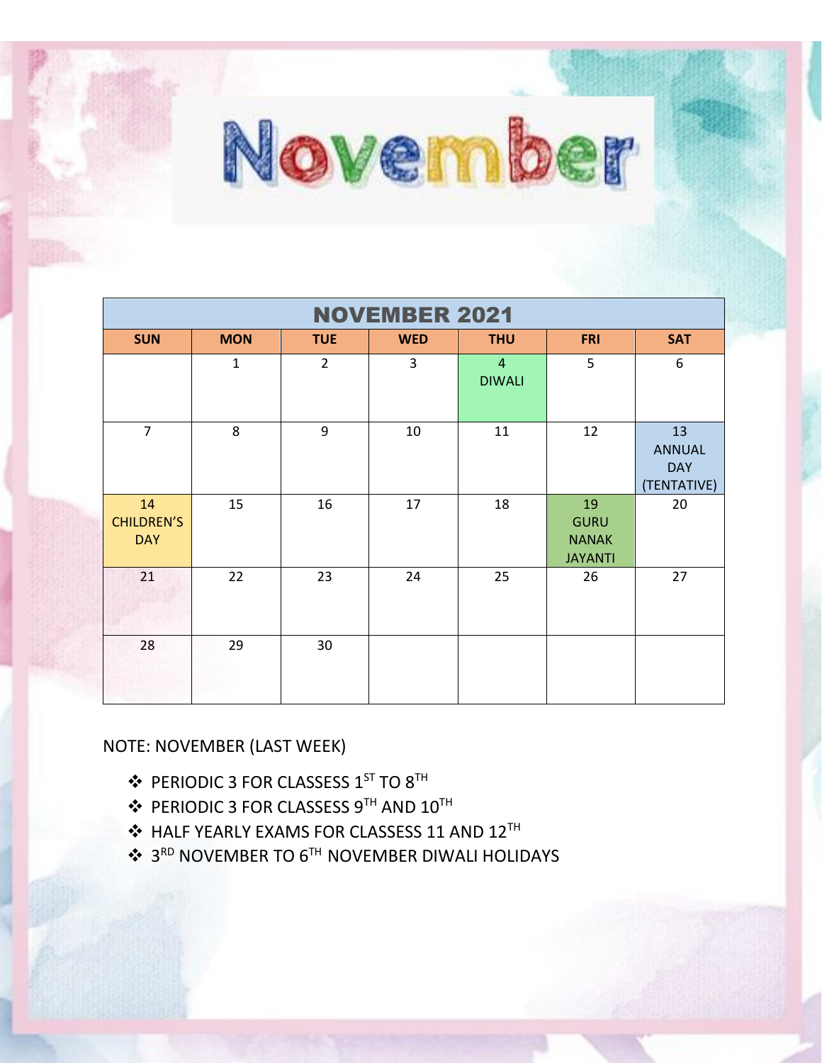# November

| NOVEMBER 2021 | | | | | | |
|---|---|---|---|---|---|---|
| **SUN** | **MON** | **TUE** | **WED** | **THU** | **FRI** | **SAT** |
| | 1 | 2 | 3 | 4 DIWALI | 5 | 6 |
| 7 | 8 | 9 | 10 | 11 | 12 | 13 ANNUAL DAY (TENTATIVE) |
| 14 CHILDREN'S DAY | 15 | 16 | 17 | 18 | 19 GURU NANAK JAYANTI | 20 |
| 21 | 22 | 23 | 24 | 25 | 26 | 27 |
| 28 | 29 | 30 | | | | |

NOTE: NOVEMBER (LAST WEEK)

- PERIODIC 3 FOR CLASSESS 1ST TO 8TH
- PERIODIC 3 FOR CLASSESS 9TH AND 10TH
- HALF YEARLY EXAMS FOR CLASSESS 11 AND 12TH
- 3RD NOVEMBER TO 6TH NOVEMBER DIWALI HOLIDAYS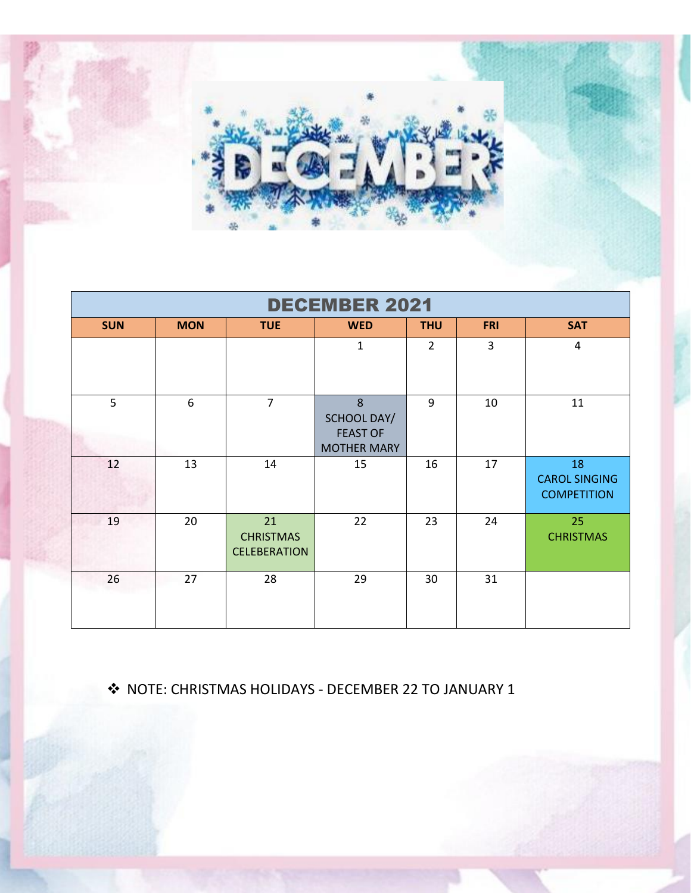# DECEMBER

| DECEMBER 2021 | | | | | | |
|---|---|---|---|---|---|---|
| **SUN** | **MON** | **TUE** | **WED** | **THU** | **FRI** | **SAT** |
| | | | 1 | 2 | 3 | 4 |
| 5 | 6 | 7 | 8 SCHOOL DAY/ FEAST OF MOTHER MARY | 9 | 10 | 11 |
| 12 | 13 | 14 | 15 | 16 | 17 | 18 CAROL SINGING COMPETITION |
| 19 | 20 | 21 CHRISTMAS CELEBERATION | 22 | 23 | 24 | 25 CHRISTMAS |
| 26 | 27 | 28 | 29 | 30 | 31 | |

❖ NOTE: CHRISTMAS HOLIDAYS - DECEMBER 22 TO JANUARY 1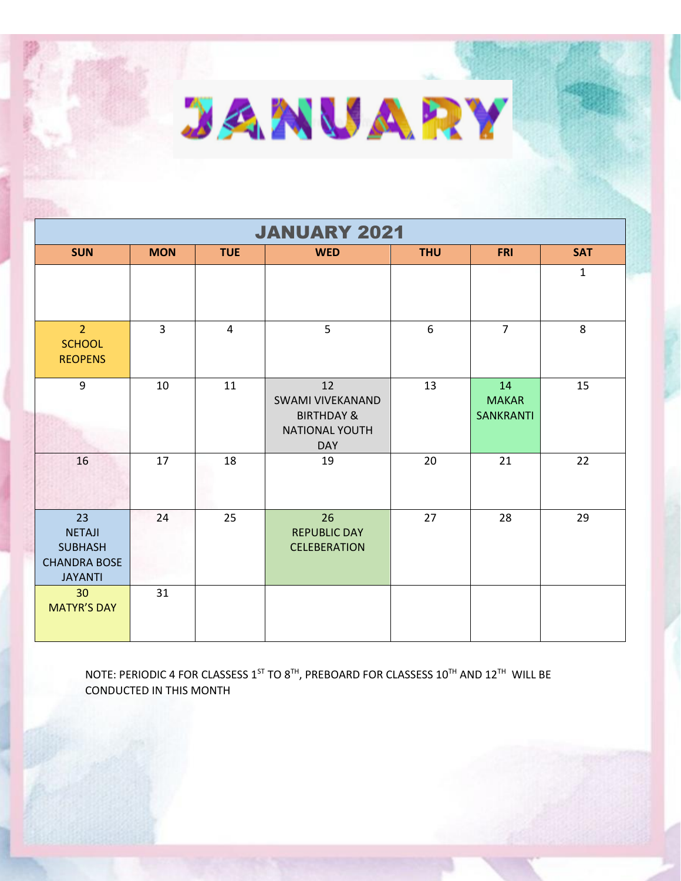# JANUARY

| JANUARY 2021 | | | | | | |
|---|---|---|---|---|---|---|
| **SUN** | **MON** | **TUE** | **WED** | **THU** | **FRI** | **SAT** |
| | | | | | | 1 |
| 2 SCHOOL REOPENS | 3 | 4 | 5 | 6 | 7 | 8 |
| 9 | 10 | 11 | 12 SWAMI VIVEKANAND BIRTHDAY & NATIONAL YOUTH DAY | 13 | 14 MAKAR SANKRANTI | 15 |
| 16 | 17 | 18 | 19 | 20 | 21 | 22 |
| 23 NETAJI SUBHASH CHANDRA BOSE JAYANTI | 24 | 25 | 26 REPUBLIC DAY CELEBERATION | 27 | 28 | 29 |
| 30 MATYR'S DAY | 31 | | | | | |

NOTE: PERIODIC 4 FOR CLASSESS 1ST TO 8TH, PREBOARD FOR CLASSESS 10TH AND 12TH WILL BE CONDUCTED IN THIS MONTH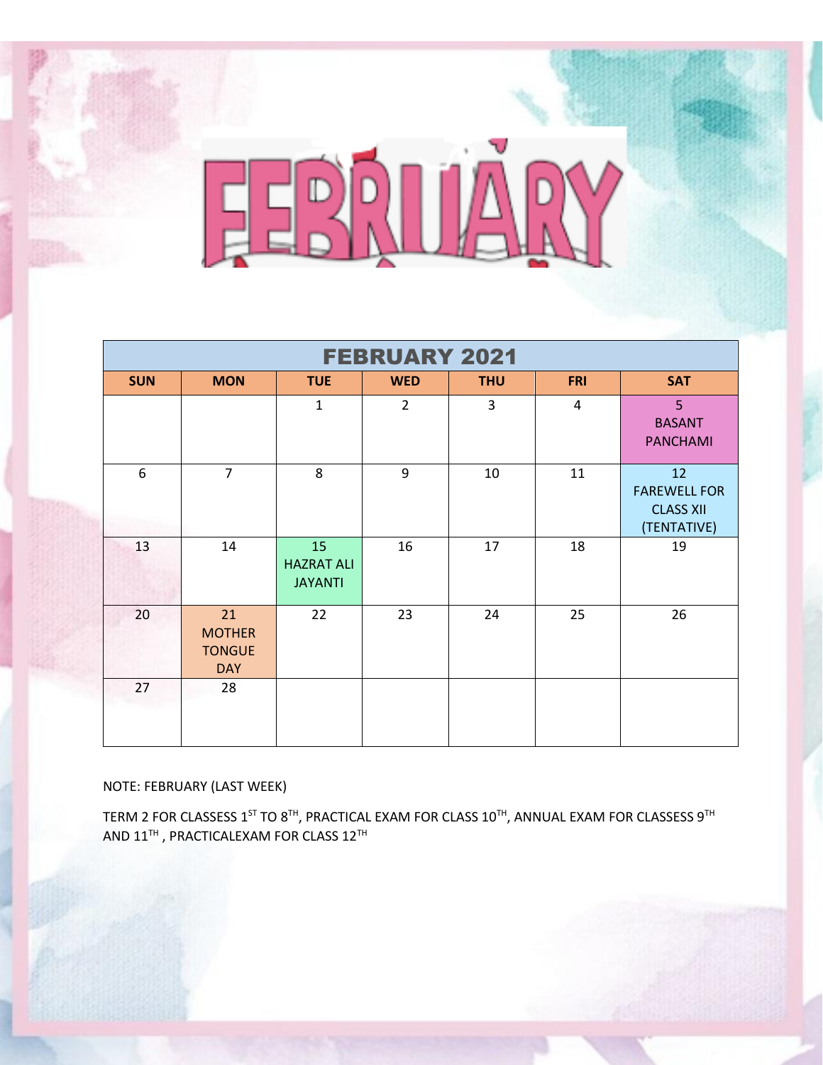# FEBRUARY

| FEBRUARY 2021 | | | | | | |
|---|---|---|---|---|---|---|
| **SUN** | **MON** | **TUE** | **WED** | **THU** | **FRI** | **SAT** |
| | | 1 | 2 | 3 | 4 | 5 BASANT PANCHAMI |
| 6 | 7 | 8 | 9 | 10 | 11 | 12 FAREWELL FOR CLASS XII (TENTATIVE) |
| 13 | 14 | 15 HAZRAT ALI JAYANTI | 16 | 17 | 18 | 19 |
| 20 | 21 MOTHER TONGUE DAY | 22 | 23 | 24 | 25 | 26 |
| 27 | 28 | | | | | |

NOTE: FEBRUARY (LAST WEEK)

TERM 2 FOR CLASSESS 1ST TO 8TH, PRACTICAL EXAM FOR CLASS 10TH, ANNUAL EXAM FOR CLASSESS 9TH AND 11TH , PRACTICALEXAM FOR CLASS 12TH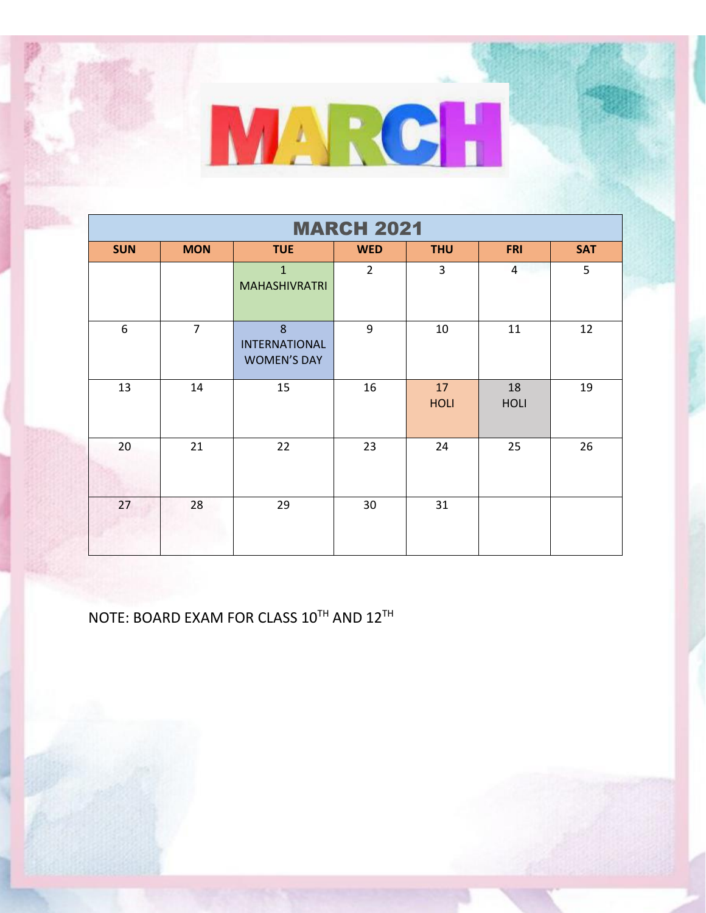# MARCH

| MARCH 2021 | | | | | | |
|---|---|---|---|---|---|---|
| **SUN** | **MON** | **TUE** | **WED** | **THU** | **FRI** | **SAT** |
| | | 1 MAHASHIVRATRI | 2 | 3 | 4 | 5 |
| 6 | 7 | 8 INTERNATIONAL WOMEN'S DAY | 9 | 10 | 11 | 12 |
| 13 | 14 | 15 | 16 | 17 HOLI | 18 HOLI | 19 |
| 20 | 21 | 22 | 23 | 24 | 25 | 26 |
| 27 | 28 | 29 | 30 | 31 | | |

NOTE: BOARD EXAM FOR CLASS 10$^{TH}$ AND 12$^{TH}$